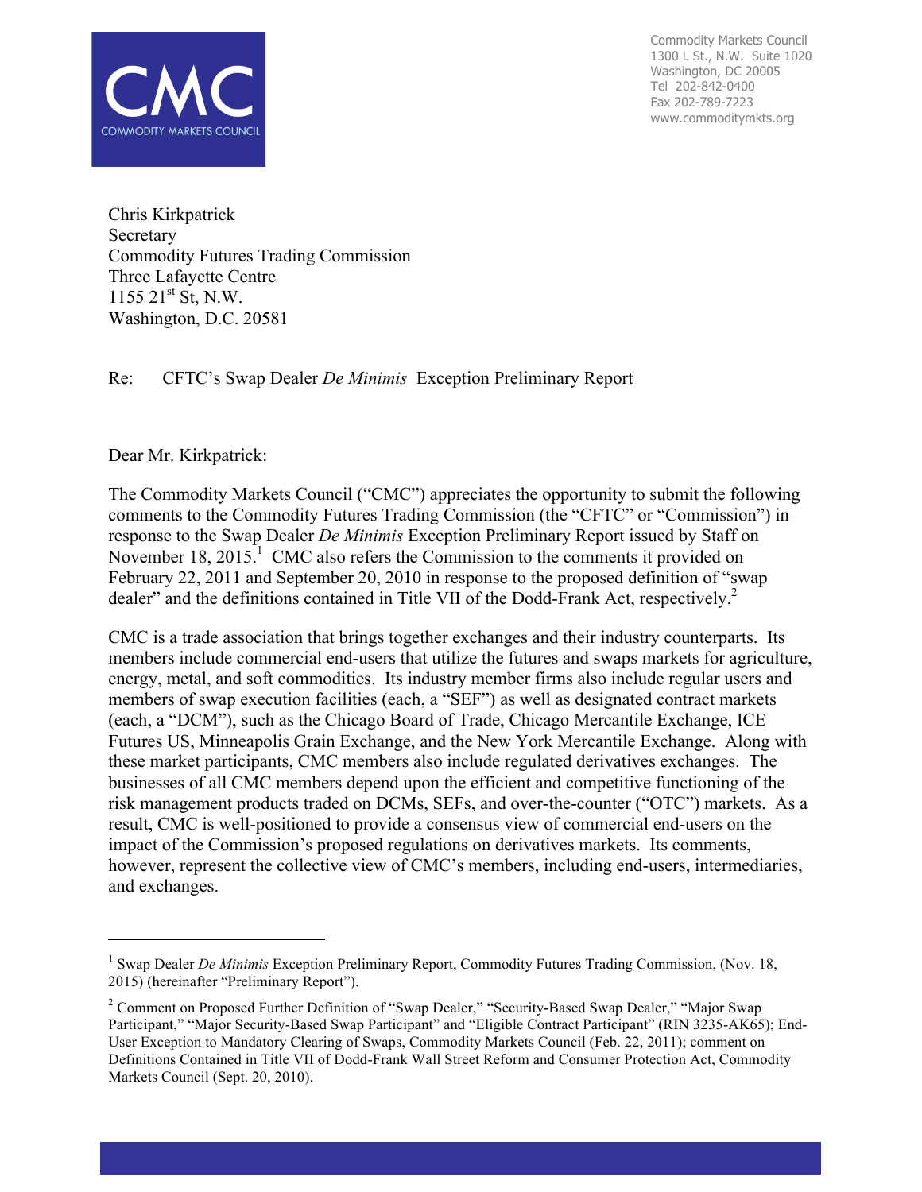Commodity Markets Council
1300 L St., N.W. Suite 1020
Washington, DC 20005
Tel 202-842-0400
Fax 202-789-7223
www.commoditymkts.org

Chris Kirkpatrick
Secretary
Commodity Futures Trading Commission
Three Lafayette Centre
1155 21st St, N.W.
Washington, D.C. 20581

Re: CFTC's Swap Dealer *De Minimis* Exception Preliminary Report

Dear Mr. Kirkpatrick:

The Commodity Markets Council ("CMC") appreciates the opportunity to submit the following comments to the Commodity Futures Trading Commission (the "CFTC" or "Commission") in response to the Swap Dealer *De Minimis* Exception Preliminary Report issued by Staff on November 18, 2015.[1] CMC also refers the Commission to the comments it provided on February 22, 2011 and September 20, 2010 in response to the proposed definition of "swap dealer" and the definitions contained in Title VII of the Dodd-Frank Act, respectively.[2]

CMC is a trade association that brings together exchanges and their industry counterparts. Its members include commercial end-users that utilize the futures and swaps markets for agriculture, energy, metal, and soft commodities. Its industry member firms also include regular users and members of swap execution facilities (each, a "SEF") as well as designated contract markets (each, a "DCM"), such as the Chicago Board of Trade, Chicago Mercantile Exchange, ICE Futures US, Minneapolis Grain Exchange, and the New York Mercantile Exchange. Along with these market participants, CMC members also include regulated derivatives exchanges. The businesses of all CMC members depend upon the efficient and competitive functioning of the risk management products traded on DCMs, SEFs, and over-the-counter ("OTC") markets. As a result, CMC is well-positioned to provide a consensus view of commercial end-users on the impact of the Commission's proposed regulations on derivatives markets. Its comments, however, represent the collective view of CMC's members, including end-users, intermediaries, and exchanges.

---

[1] Swap Dealer *De Minimis* Exception Preliminary Report, Commodity Futures Trading Commission, (Nov. 18, 2015) (hereinafter "Preliminary Report").

[2] Comment on Proposed Further Definition of "Swap Dealer," "Security-Based Swap Dealer," "Major Swap Participant," "Major Security-Based Swap Participant" and "Eligible Contract Participant" (RIN 3235-AK65); End-User Exception to Mandatory Clearing of Swaps, Commodity Markets Council (Feb. 22, 2011); comment on Definitions Contained in Title VII of Dodd-Frank Wall Street Reform and Consumer Protection Act, Commodity Markets Council (Sept. 20, 2010).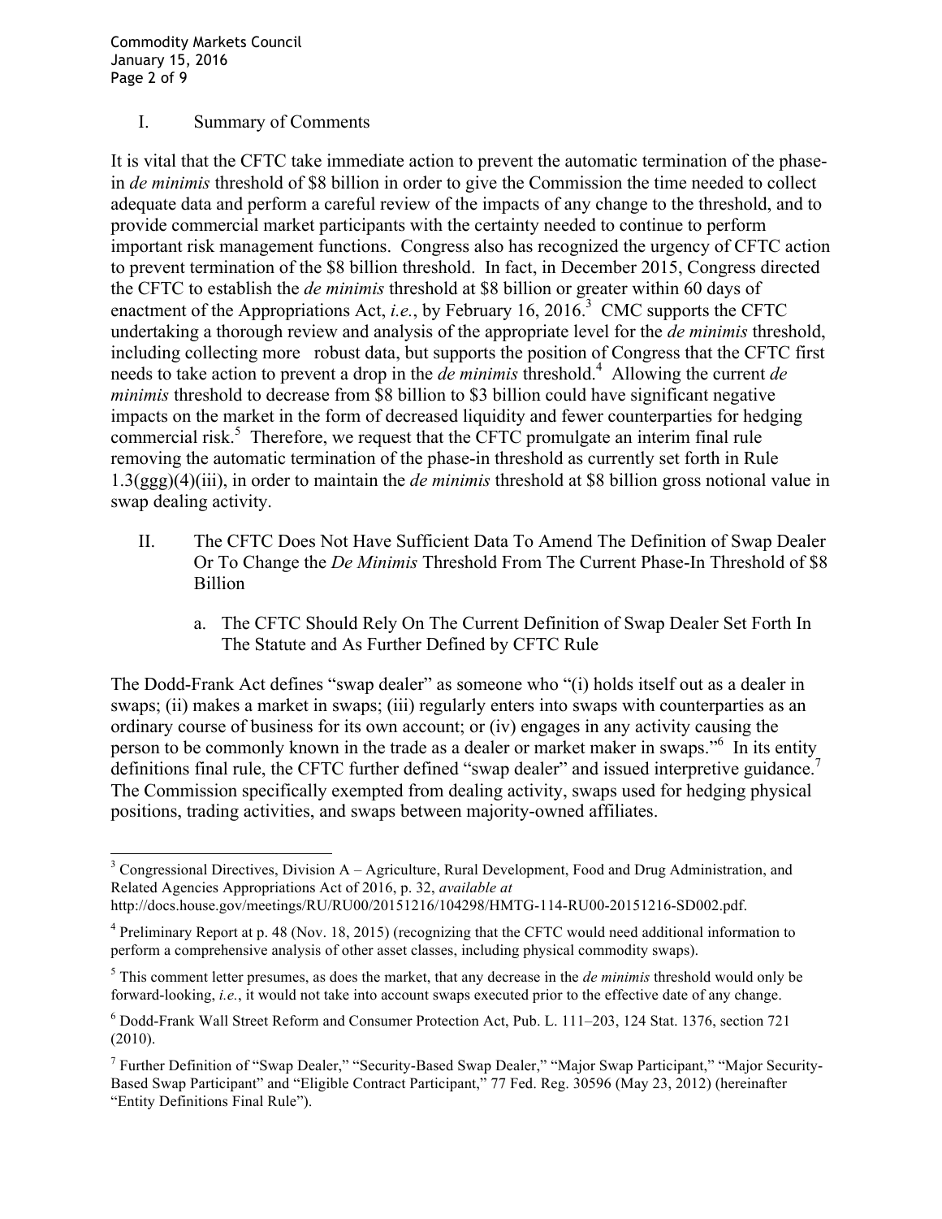## I. Summary of Comments

It is vital that the CFTC take immediate action to prevent the automatic termination of the phase-in *de minimis* threshold of $8 billion in order to give the Commission the time needed to collect adequate data and perform a careful review of the impacts of any change to the threshold, and to provide commercial market participants with the certainty needed to continue to perform important risk management functions. Congress also has recognized the urgency of CFTC action to prevent termination of the $8 billion threshold. In fact, in December 2015, Congress directed the CFTC to establish the *de minimis* threshold at $8 billion or greater within 60 days of enactment of the Appropriations Act, *i.e.*, by February 16, 2016.[3] CMC supports the CFTC undertaking a thorough review and analysis of the appropriate level for the *de minimis* threshold, including collecting more robust data, but supports the position of Congress that the CFTC first needs to take action to prevent a drop in the *de minimis* threshold.[4] Allowing the current *de minimis* threshold to decrease from $8 billion to $3 billion could have significant negative impacts on the market in the form of decreased liquidity and fewer counterparties for hedging commercial risk.[5] Therefore, we request that the CFTC promulgate an interim final rule removing the automatic termination of the phase-in threshold as currently set forth in Rule 1.3(ggg)(4)(iii), in order to maintain the *de minimis* threshold at $8 billion gross notional value in swap dealing activity.

## II. The CFTC Does Not Have Sufficient Data To Amend The Definition of Swap Dealer Or To Change the *De Minimis* Threshold From The Current Phase-In Threshold of $8 Billion

### a. The CFTC Should Rely On The Current Definition of Swap Dealer Set Forth In The Statute and As Further Defined by CFTC Rule

The Dodd-Frank Act defines "swap dealer" as someone who "(i) holds itself out as a dealer in swaps; (ii) makes a market in swaps; (iii) regularly enters into swaps with counterparties as an ordinary course of business for its own account; or (iv) engages in any activity causing the person to be commonly known in the trade as a dealer or market maker in swaps."[6] In its entity definitions final rule, the CFTC further defined "swap dealer" and issued interpretive guidance.[7] The Commission specifically exempted from dealing activity, swaps used for hedging physical positions, trading activities, and swaps between majority-owned affiliates.

---

[3] Congressional Directives, Division A – Agriculture, Rural Development, Food and Drug Administration, and Related Agencies Appropriations Act of 2016, p. 32, *available at* http://docs.house.gov/meetings/RU/RU00/20151216/104298/HMTG-114-RU00-20151216-SD002.pdf.

[4] Preliminary Report at p. 48 (Nov. 18, 2015) (recognizing that the CFTC would need additional information to perform a comprehensive analysis of other asset classes, including physical commodity swaps).

[5] This comment letter presumes, as does the market, that any decrease in the *de minimis* threshold would only be forward-looking, *i.e.*, it would not take into account swaps executed prior to the effective date of any change.

[6] Dodd-Frank Wall Street Reform and Consumer Protection Act, Pub. L. 111–203, 124 Stat. 1376, section 721 (2010).

[7] Further Definition of "Swap Dealer," "Security-Based Swap Dealer," "Major Swap Participant," "Major Security-Based Swap Participant" and "Eligible Contract Participant," 77 Fed. Reg. 30596 (May 23, 2012) (hereinafter "Entity Definitions Final Rule").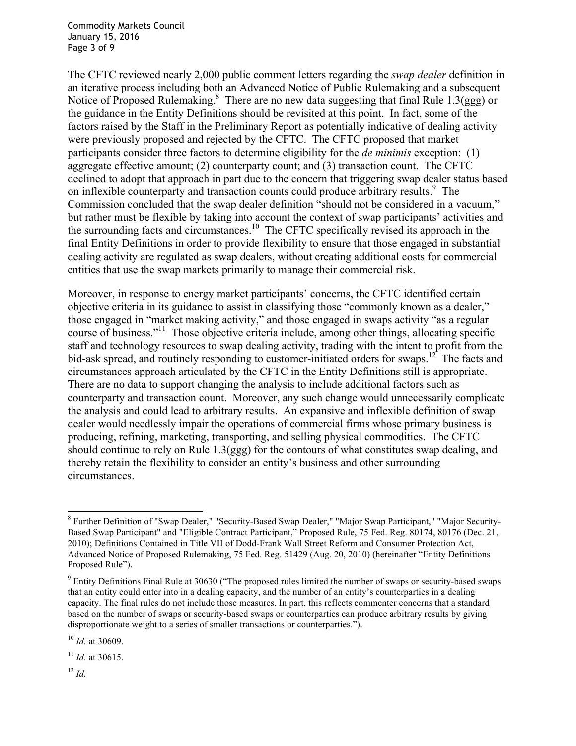The CFTC reviewed nearly 2,000 public comment letters regarding the *swap dealer* definition in an iterative process including both an Advanced Notice of Public Rulemaking and a subsequent Notice of Proposed Rulemaking.[8] There are no new data suggesting that final Rule 1.3(ggg) or the guidance in the Entity Definitions should be revisited at this point. In fact, some of the factors raised by the Staff in the Preliminary Report as potentially indicative of dealing activity were previously proposed and rejected by the CFTC. The CFTC proposed that market participants consider three factors to determine eligibility for the *de minimis* exception: (1) aggregate effective amount; (2) counterparty count; and (3) transaction count. The CFTC declined to adopt that approach in part due to the concern that triggering swap dealer status based on inflexible counterparty and transaction counts could produce arbitrary results.[9] The Commission concluded that the swap dealer definition "should not be considered in a vacuum," but rather must be flexible by taking into account the context of swap participants' activities and the surrounding facts and circumstances.[10] The CFTC specifically revised its approach in the final Entity Definitions in order to provide flexibility to ensure that those engaged in substantial dealing activity are regulated as swap dealers, without creating additional costs for commercial entities that use the swap markets primarily to manage their commercial risk.

Moreover, in response to energy market participants' concerns, the CFTC identified certain objective criteria in its guidance to assist in classifying those "commonly known as a dealer," those engaged in "market making activity," and those engaged in swaps activity "as a regular course of business."[11] Those objective criteria include, among other things, allocating specific staff and technology resources to swap dealing activity, trading with the intent to profit from the bid-ask spread, and routinely responding to customer-initiated orders for swaps.[12] The facts and circumstances approach articulated by the CFTC in the Entity Definitions still is appropriate. There are no data to support changing the analysis to include additional factors such as counterparty and transaction count. Moreover, any such change would unnecessarily complicate the analysis and could lead to arbitrary results. An expansive and inflexible definition of swap dealer would needlessly impair the operations of commercial firms whose primary business is producing, refining, marketing, transporting, and selling physical commodities. The CFTC should continue to rely on Rule 1.3(ggg) for the contours of what constitutes swap dealing, and thereby retain the flexibility to consider an entity's business and other surrounding circumstances.

---

[8] Further Definition of "Swap Dealer," "Security-Based Swap Dealer," "Major Swap Participant," "Major Security-Based Swap Participant" and "Eligible Contract Participant," Proposed Rule, 75 Fed. Reg. 80174, 80176 (Dec. 21, 2010); Definitions Contained in Title VII of Dodd-Frank Wall Street Reform and Consumer Protection Act, Advanced Notice of Proposed Rulemaking, 75 Fed. Reg. 51429 (Aug. 20, 2010) (hereinafter "Entity Definitions Proposed Rule").

[9] Entity Definitions Final Rule at 30630 ("The proposed rules limited the number of swaps or security-based swaps that an entity could enter into in a dealing capacity, and the number of an entity's counterparties in a dealing capacity. The final rules do not include those measures. In part, this reflects commenter concerns that a standard based on the number of swaps or security-based swaps or counterparties can produce arbitrary results by giving disproportionate weight to a series of smaller transactions or counterparties.").

[10] *Id.* at 30609.

[11] *Id.* at 30615.

[12] *Id.*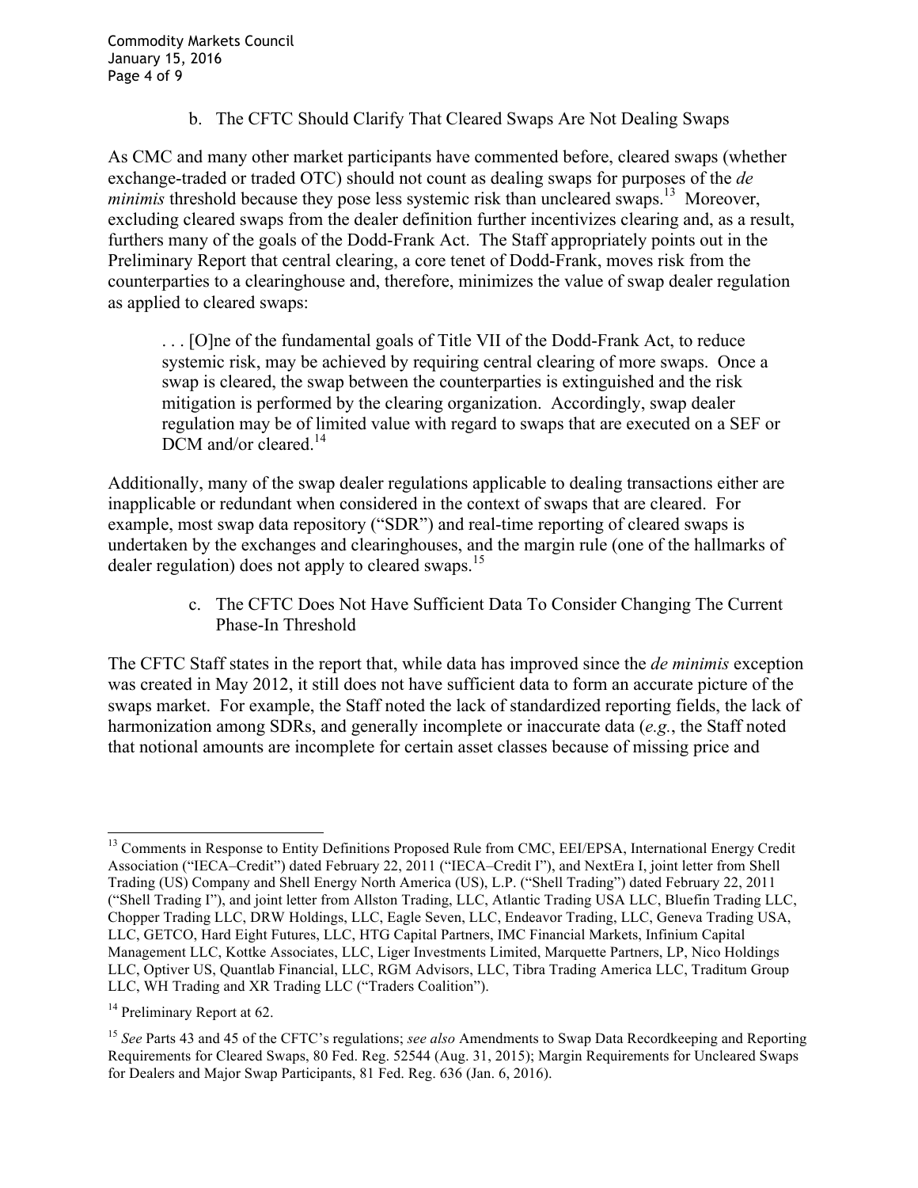### b. The CFTC Should Clarify That Cleared Swaps Are Not Dealing Swaps

As CMC and many other market participants have commented before, cleared swaps (whether exchange-traded or traded OTC) should not count as dealing swaps for purposes of the *de minimis* threshold because they pose less systemic risk than uncleared swaps.[13] Moreover, excluding cleared swaps from the dealer definition further incentivizes clearing and, as a result, furthers many of the goals of the Dodd-Frank Act. The Staff appropriately points out in the Preliminary Report that central clearing, a core tenet of Dodd-Frank, moves risk from the counterparties to a clearinghouse and, therefore, minimizes the value of swap dealer regulation as applied to cleared swaps:

> . . . [O]ne of the fundamental goals of Title VII of the Dodd-Frank Act, to reduce systemic risk, may be achieved by requiring central clearing of more swaps. Once a swap is cleared, the swap between the counterparties is extinguished and the risk mitigation is performed by the clearing organization. Accordingly, swap dealer regulation may be of limited value with regard to swaps that are executed on a SEF or DCM and/or cleared.[14]

Additionally, many of the swap dealer regulations applicable to dealing transactions either are inapplicable or redundant when considered in the context of swaps that are cleared. For example, most swap data repository ("SDR") and real-time reporting of cleared swaps is undertaken by the exchanges and clearinghouses, and the margin rule (one of the hallmarks of dealer regulation) does not apply to cleared swaps.[15]

### c. The CFTC Does Not Have Sufficient Data To Consider Changing The Current Phase-In Threshold

The CFTC Staff states in the report that, while data has improved since the *de minimis* exception was created in May 2012, it still does not have sufficient data to form an accurate picture of the swaps market. For example, the Staff noted the lack of standardized reporting fields, the lack of harmonization among SDRs, and generally incomplete or inaccurate data (*e.g.*, the Staff noted that notional amounts are incomplete for certain asset classes because of missing price and

---

[13] Comments in Response to Entity Definitions Proposed Rule from CMC, EEI/EPSA, International Energy Credit Association ("IECA–Credit") dated February 22, 2011 ("IECA–Credit I"), and NextEra I, joint letter from Shell Trading (US) Company and Shell Energy North America (US), L.P. ("Shell Trading") dated February 22, 2011 ("Shell Trading I"), and joint letter from Allston Trading, LLC, Atlantic Trading USA LLC, Bluefin Trading LLC, Chopper Trading LLC, DRW Holdings, LLC, Eagle Seven, LLC, Endeavor Trading, LLC, Geneva Trading USA, LLC, GETCO, Hard Eight Futures, LLC, HTG Capital Partners, IMC Financial Markets, Infinium Capital Management LLC, Kottke Associates, LLC, Liger Investments Limited, Marquette Partners, LP, Nico Holdings LLC, Optiver US, Quantlab Financial, LLC, RGM Advisors, LLC, Tibra Trading America LLC, Traditum Group LLC, WH Trading and XR Trading LLC ("Traders Coalition").

[14] Preliminary Report at 62.

[15] *See* Parts 43 and 45 of the CFTC's regulations; *see also* Amendments to Swap Data Recordkeeping and Reporting Requirements for Cleared Swaps, 80 Fed. Reg. 52544 (Aug. 31, 2015); Margin Requirements for Uncleared Swaps for Dealers and Major Swap Participants, 81 Fed. Reg. 636 (Jan. 6, 2016).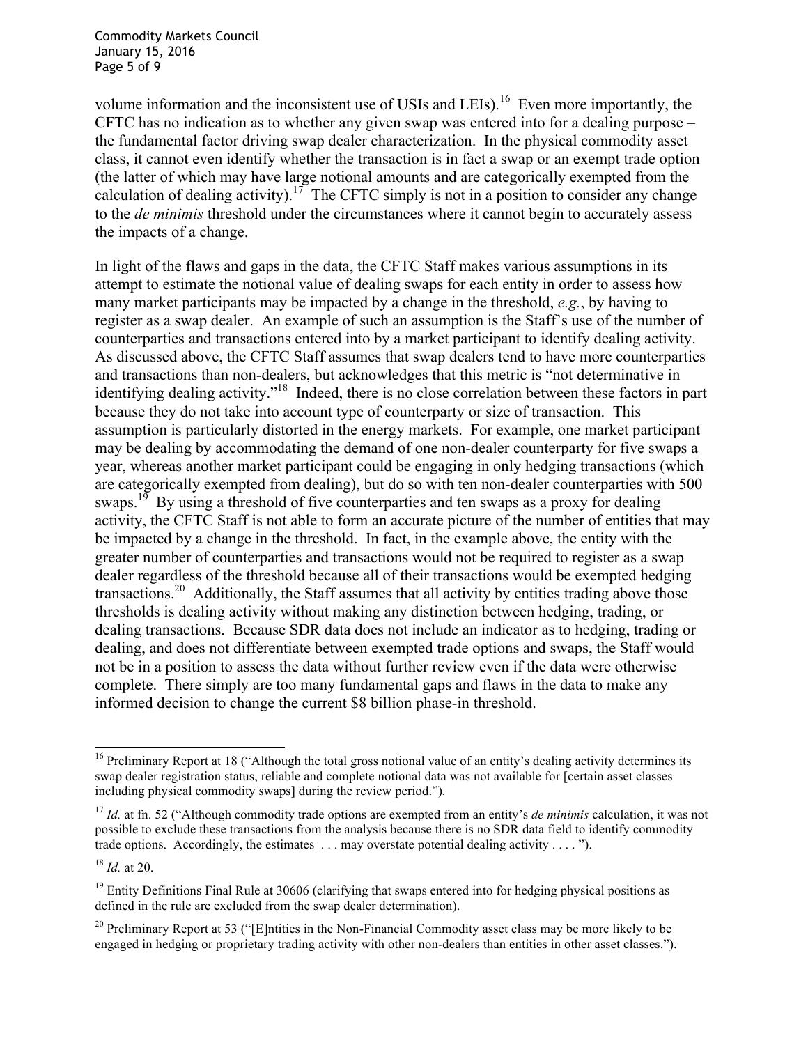volume information and the inconsistent use of USIs and LEIs).[16] Even more importantly, the CFTC has no indication as to whether any given swap was entered into for a dealing purpose – the fundamental factor driving swap dealer characterization. In the physical commodity asset class, it cannot even identify whether the transaction is in fact a swap or an exempt trade option (the latter of which may have large notional amounts and are categorically exempted from the calculation of dealing activity).[17] The CFTC simply is not in a position to consider any change to the *de minimis* threshold under the circumstances where it cannot begin to accurately assess the impacts of a change.

In light of the flaws and gaps in the data, the CFTC Staff makes various assumptions in its attempt to estimate the notional value of dealing swaps for each entity in order to assess how many market participants may be impacted by a change in the threshold, *e.g.*, by having to register as a swap dealer. An example of such an assumption is the Staff's use of the number of counterparties and transactions entered into by a market participant to identify dealing activity. As discussed above, the CFTC Staff assumes that swap dealers tend to have more counterparties and transactions than non-dealers, but acknowledges that this metric is "not determinative in identifying dealing activity."[18] Indeed, there is no close correlation between these factors in part because they do not take into account type of counterparty or size of transaction. This assumption is particularly distorted in the energy markets. For example, one market participant may be dealing by accommodating the demand of one non-dealer counterparty for five swaps a year, whereas another market participant could be engaging in only hedging transactions (which are categorically exempted from dealing), but do so with ten non-dealer counterparties with 500 swaps.[19] By using a threshold of five counterparties and ten swaps as a proxy for dealing activity, the CFTC Staff is not able to form an accurate picture of the number of entities that may be impacted by a change in the threshold. In fact, in the example above, the entity with the greater number of counterparties and transactions would not be required to register as a swap dealer regardless of the threshold because all of their transactions would be exempted hedging transactions.[20] Additionally, the Staff assumes that all activity by entities trading above those thresholds is dealing activity without making any distinction between hedging, trading, or dealing transactions. Because SDR data does not include an indicator as to hedging, trading or dealing, and does not differentiate between exempted trade options and swaps, the Staff would not be in a position to assess the data without further review even if the data were otherwise complete. There simply are too many fundamental gaps and flaws in the data to make any informed decision to change the current $8 billion phase-in threshold.

---

[16] Preliminary Report at 18 ("Although the total gross notional value of an entity's dealing activity determines its swap dealer registration status, reliable and complete notional data was not available for [certain asset classes including physical commodity swaps] during the review period.").

[17] *Id.* at fn. 52 ("Although commodity trade options are exempted from an entity's *de minimis* calculation, it was not possible to exclude these transactions from the analysis because there is no SDR data field to identify commodity trade options. Accordingly, the estimates . . . may overstate potential dealing activity . . . . ").

[18] *Id.* at 20.

[19] Entity Definitions Final Rule at 30606 (clarifying that swaps entered into for hedging physical positions as defined in the rule are excluded from the swap dealer determination).

[20] Preliminary Report at 53 ("[E]ntities in the Non-Financial Commodity asset class may be more likely to be engaged in hedging or proprietary trading activity with other non-dealers than entities in other asset classes.").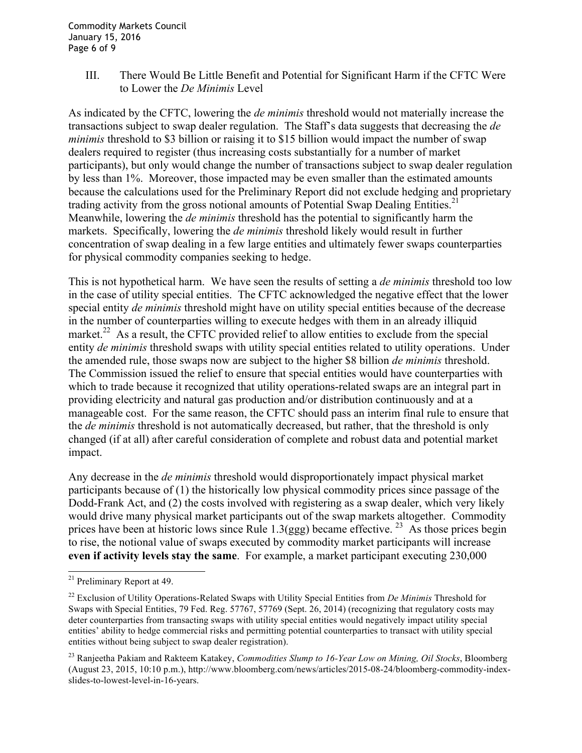### III. There Would Be Little Benefit and Potential for Significant Harm if the CFTC Were to Lower the *De Minimis* Level

As indicated by the CFTC, lowering the *de minimis* threshold would not materially increase the transactions subject to swap dealer regulation. The Staff's data suggests that decreasing the *de minimis* threshold to $3 billion or raising it to $15 billion would impact the number of swap dealers required to register (thus increasing costs substantially for a number of market participants), but only would change the number of transactions subject to swap dealer regulation by less than 1%. Moreover, those impacted may be even smaller than the estimated amounts because the calculations used for the Preliminary Report did not exclude hedging and proprietary trading activity from the gross notional amounts of Potential Swap Dealing Entities.[21] Meanwhile, lowering the *de minimis* threshold has the potential to significantly harm the markets. Specifically, lowering the *de minimis* threshold likely would result in further concentration of swap dealing in a few large entities and ultimately fewer swaps counterparties for physical commodity companies seeking to hedge.

This is not hypothetical harm. We have seen the results of setting a *de minimis* threshold too low in the case of utility special entities. The CFTC acknowledged the negative effect that the lower special entity *de minimis* threshold might have on utility special entities because of the decrease in the number of counterparties willing to execute hedges with them in an already illiquid market.[22] As a result, the CFTC provided relief to allow entities to exclude from the special entity *de minimis* threshold swaps with utility special entities related to utility operations. Under the amended rule, those swaps now are subject to the higher $8 billion *de minimis* threshold. The Commission issued the relief to ensure that special entities would have counterparties with which to trade because it recognized that utility operations-related swaps are an integral part in providing electricity and natural gas production and/or distribution continuously and at a manageable cost. For the same reason, the CFTC should pass an interim final rule to ensure that the *de minimis* threshold is not automatically decreased, but rather, that the threshold is only changed (if at all) after careful consideration of complete and robust data and potential market impact.

Any decrease in the *de minimis* threshold would disproportionately impact physical market participants because of (1) the historically low physical commodity prices since passage of the Dodd-Frank Act, and (2) the costs involved with registering as a swap dealer, which very likely would drive many physical market participants out of the swap markets altogether. Commodity prices have been at historic lows since Rule 1.3(ggg) became effective.[23] As those prices begin to rise, the notional value of swaps executed by commodity market participants will increase **even if activity levels stay the same**. For example, a market participant executing 230,000

---

[21] Preliminary Report at 49.

[22] Exclusion of Utility Operations-Related Swaps with Utility Special Entities from *De Minimis* Threshold for Swaps with Special Entities, 79 Fed. Reg. 57767, 57769 (Sept. 26, 2014) (recognizing that regulatory costs may deter counterparties from transacting swaps with utility special entities would negatively impact utility special entities' ability to hedge commercial risks and permitting potential counterparties to transact with utility special entities without being subject to swap dealer registration).

[23] Ranjeetha Pakiam and Rakteem Katakey, *Commodities Slump to 16-Year Low on Mining, Oil Stocks*, Bloomberg (August 23, 2015, 10:10 p.m.), http://www.bloomberg.com/news/articles/2015-08-24/bloomberg-commodity-index-slides-to-lowest-level-in-16-years.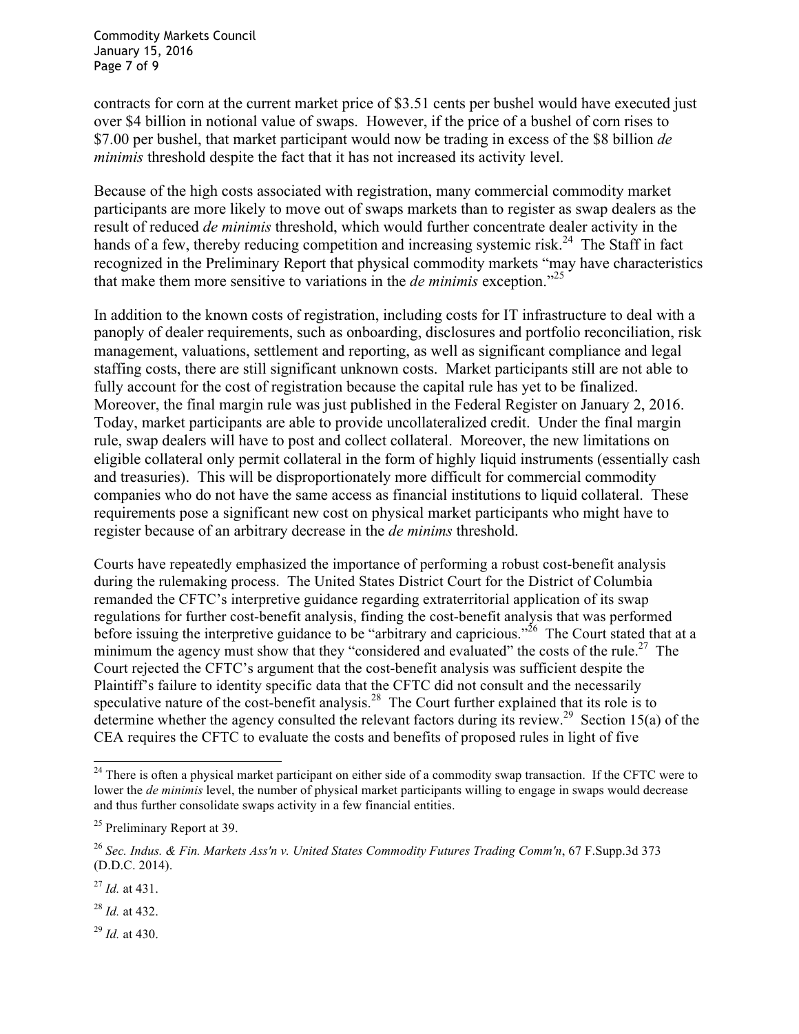contracts for corn at the current market price of $3.51 cents per bushel would have executed just over $4 billion in notional value of swaps. However, if the price of a bushel of corn rises to $7.00 per bushel, that market participant would now be trading in excess of the $8 billion *de minimis* threshold despite the fact that it has not increased its activity level.

Because of the high costs associated with registration, many commercial commodity market participants are more likely to move out of swaps markets than to register as swap dealers as the result of reduced *de minimis* threshold, which would further concentrate dealer activity in the hands of a few, thereby reducing competition and increasing systemic risk.[24] The Staff in fact recognized in the Preliminary Report that physical commodity markets "may have characteristics that make them more sensitive to variations in the *de minimis* exception."[25]

In addition to the known costs of registration, including costs for IT infrastructure to deal with a panoply of dealer requirements, such as onboarding, disclosures and portfolio reconciliation, risk management, valuations, settlement and reporting, as well as significant compliance and legal staffing costs, there are still significant unknown costs. Market participants still are not able to fully account for the cost of registration because the capital rule has yet to be finalized. Moreover, the final margin rule was just published in the Federal Register on January 2, 2016. Today, market participants are able to provide uncollateralized credit. Under the final margin rule, swap dealers will have to post and collect collateral. Moreover, the new limitations on eligible collateral only permit collateral in the form of highly liquid instruments (essentially cash and treasuries). This will be disproportionately more difficult for commercial commodity companies who do not have the same access as financial institutions to liquid collateral. These requirements pose a significant new cost on physical market participants who might have to register because of an arbitrary decrease in the *de minims* threshold.

Courts have repeatedly emphasized the importance of performing a robust cost-benefit analysis during the rulemaking process. The United States District Court for the District of Columbia remanded the CFTC's interpretive guidance regarding extraterritorial application of its swap regulations for further cost-benefit analysis, finding the cost-benefit analysis that was performed before issuing the interpretive guidance to be "arbitrary and capricious."[26] The Court stated that at a minimum the agency must show that they "considered and evaluated" the costs of the rule.[27] The Court rejected the CFTC's argument that the cost-benefit analysis was sufficient despite the Plaintiff's failure to identity specific data that the CFTC did not consult and the necessarily speculative nature of the cost-benefit analysis.[28] The Court further explained that its role is to determine whether the agency consulted the relevant factors during its review.[29] Section 15(a) of the CEA requires the CFTC to evaluate the costs and benefits of proposed rules in light of five

---

[24] There is often a physical market participant on either side of a commodity swap transaction. If the CFTC were to lower the *de minimis* level, the number of physical market participants willing to engage in swaps would decrease and thus further consolidate swaps activity in a few financial entities.

[25] Preliminary Report at 39.

[26] *Sec. Indus. & Fin. Markets Ass'n v. United States Commodity Futures Trading Comm'n*, 67 F.Supp.3d 373 (D.D.C. 2014).

[27] *Id.* at 431.

[28] *Id.* at 432.

[29] *Id.* at 430.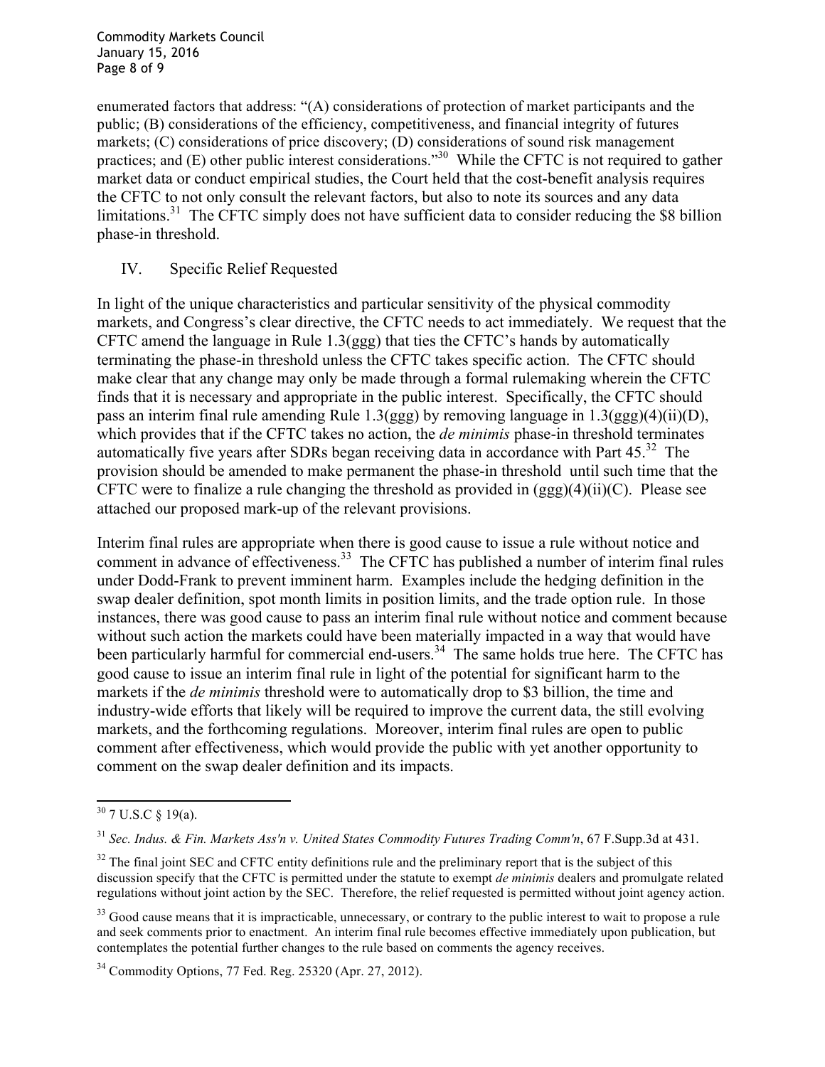enumerated factors that address: "(A) considerations of protection of market participants and the public; (B) considerations of the efficiency, competitiveness, and financial integrity of futures markets; (C) considerations of price discovery; (D) considerations of sound risk management practices; and (E) other public interest considerations."[30] While the CFTC is not required to gather market data or conduct empirical studies, the Court held that the cost-benefit analysis requires the CFTC to not only consult the relevant factors, but also to note its sources and any data limitations.[31] The CFTC simply does not have sufficient data to consider reducing the $8 billion phase-in threshold.

## IV. Specific Relief Requested

In light of the unique characteristics and particular sensitivity of the physical commodity markets, and Congress's clear directive, the CFTC needs to act immediately. We request that the CFTC amend the language in Rule 1.3(ggg) that ties the CFTC's hands by automatically terminating the phase-in threshold unless the CFTC takes specific action. The CFTC should make clear that any change may only be made through a formal rulemaking wherein the CFTC finds that it is necessary and appropriate in the public interest. Specifically, the CFTC should pass an interim final rule amending Rule 1.3(ggg) by removing language in 1.3(ggg)(4)(ii)(D), which provides that if the CFTC takes no action, the *de minimis* phase-in threshold terminates automatically five years after SDRs began receiving data in accordance with Part 45.[32] The provision should be amended to make permanent the phase-in threshold until such time that the CFTC were to finalize a rule changing the threshold as provided in (ggg)(4)(ii)(C). Please see attached our proposed mark-up of the relevant provisions.

Interim final rules are appropriate when there is good cause to issue a rule without notice and comment in advance of effectiveness.[33] The CFTC has published a number of interim final rules under Dodd-Frank to prevent imminent harm. Examples include the hedging definition in the swap dealer definition, spot month limits in position limits, and the trade option rule. In those instances, there was good cause to pass an interim final rule without notice and comment because without such action the markets could have been materially impacted in a way that would have been particularly harmful for commercial end-users.[34] The same holds true here. The CFTC has good cause to issue an interim final rule in light of the potential for significant harm to the markets if the *de minimis* threshold were to automatically drop to $3 billion, the time and industry-wide efforts that likely will be required to improve the current data, the still evolving markets, and the forthcoming regulations. Moreover, interim final rules are open to public comment after effectiveness, which would provide the public with yet another opportunity to comment on the swap dealer definition and its impacts.

---

[30] 7 U.S.C § 19(a).

[31] *Sec. Indus. & Fin. Markets Ass'n v. United States Commodity Futures Trading Comm'n*, 67 F.Supp.3d at 431.

[32] The final joint SEC and CFTC entity definitions rule and the preliminary report that is the subject of this discussion specify that the CFTC is permitted under the statute to exempt *de minimis* dealers and promulgate related regulations without joint action by the SEC. Therefore, the relief requested is permitted without joint agency action.

[33] Good cause means that it is impracticable, unnecessary, or contrary to the public interest to wait to propose a rule and seek comments prior to enactment. An interim final rule becomes effective immediately upon publication, but contemplates the potential further changes to the rule based on comments the agency receives.

[34] Commodity Options, 77 Fed. Reg. 25320 (Apr. 27, 2012).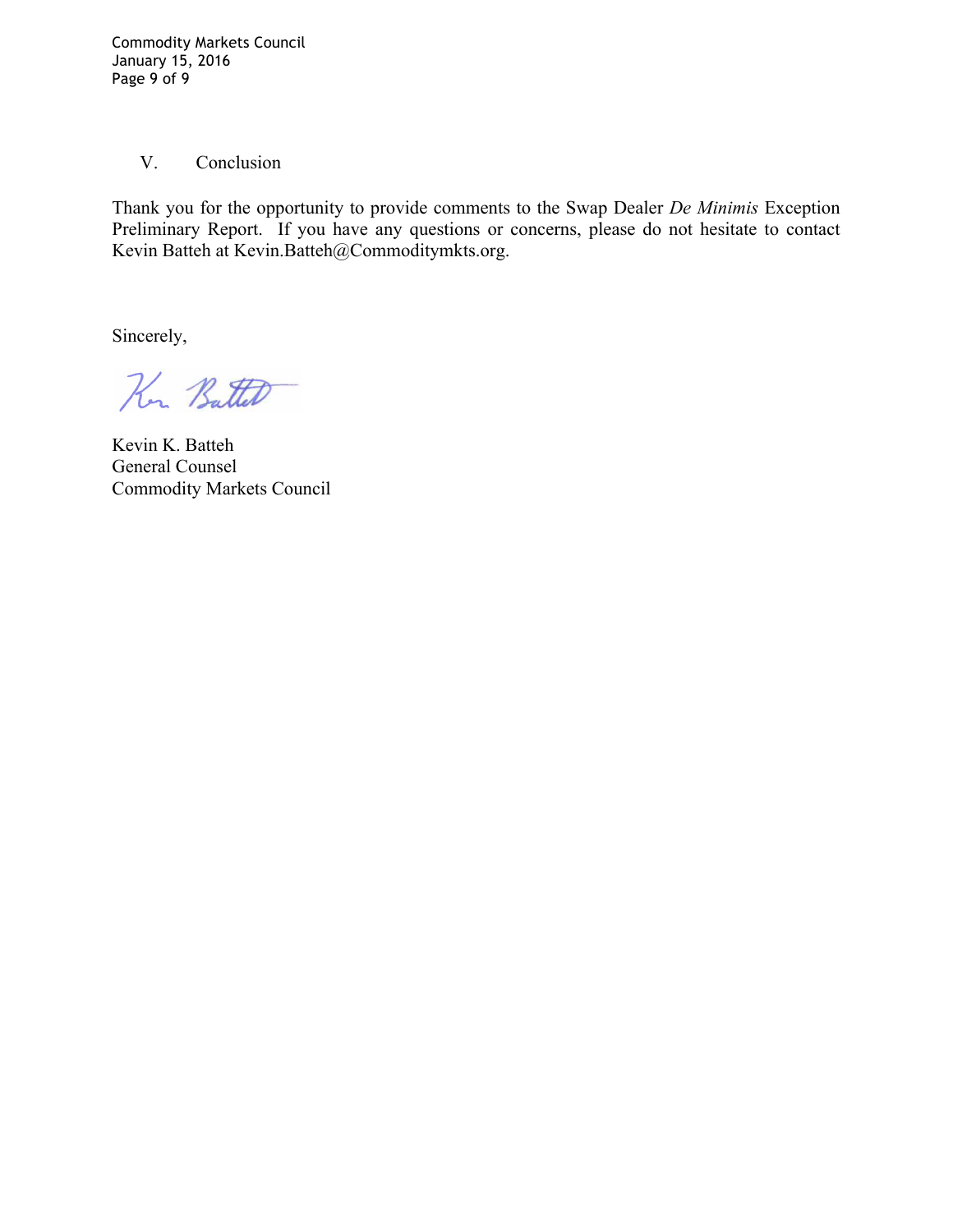## V. Conclusion

Thank you for the opportunity to provide comments to the Swap Dealer *De Minimis* Exception Preliminary Report. If you have any questions or concerns, please do not hesitate to contact Kevin Batteh at Kevin.Batteh@Commoditymkts.org.

Sincerely,

Kevin K. Batteh
General Counsel
Commodity Markets Council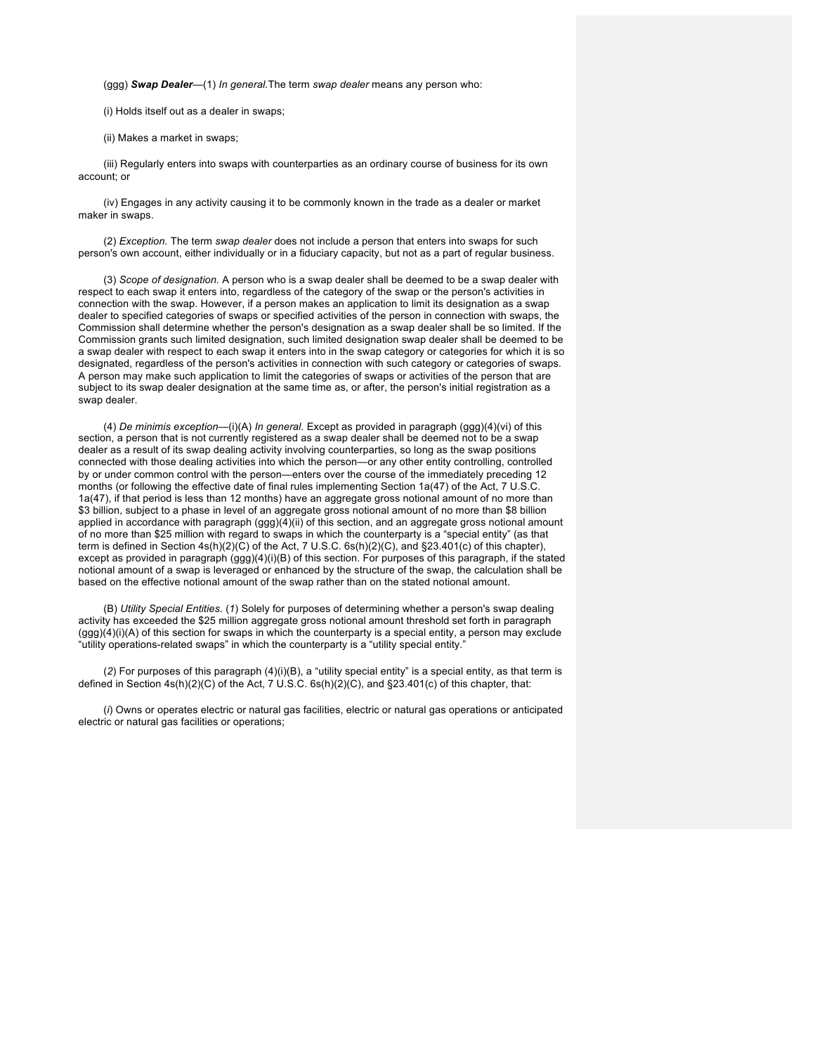(ggg) ***Swap Dealer***—(1) *In general.*The term *swap dealer* means any person who:

(i) Holds itself out as a dealer in swaps;

(ii) Makes a market in swaps;

(iii) Regularly enters into swaps with counterparties as an ordinary course of business for its own account; or

(iv) Engages in any activity causing it to be commonly known in the trade as a dealer or market maker in swaps.

(2) *Exception.* The term *swap dealer* does not include a person that enters into swaps for such person's own account, either individually or in a fiduciary capacity, but not as a part of regular business.

(3) *Scope of designation.* A person who is a swap dealer shall be deemed to be a swap dealer with respect to each swap it enters into, regardless of the category of the swap or the person's activities in connection with the swap. However, if a person makes an application to limit its designation as a swap dealer to specified categories of swaps or specified activities of the person in connection with swaps, the Commission shall determine whether the person's designation as a swap dealer shall be so limited. If the Commission grants such limited designation, such limited designation swap dealer shall be deemed to be a swap dealer with respect to each swap it enters into in the swap category or categories for which it is so designated, regardless of the person's activities in connection with such category or categories of swaps. A person may make such application to limit the categories of swaps or activities of the person that are subject to its swap dealer designation at the same time as, or after, the person's initial registration as a swap dealer.

(4) *De minimis exception*—(i)(A) *In general.* Except as provided in paragraph (ggg)(4)(vi) of this section, a person that is not currently registered as a swap dealer shall be deemed not to be a swap dealer as a result of its swap dealing activity involving counterparties, so long as the swap positions connected with those dealing activities into which the person—or any other entity controlling, controlled by or under common control with the person—enters over the course of the immediately preceding 12 months (or following the effective date of final rules implementing Section 1a(47) of the Act, 7 U.S.C. 1a(47), if that period is less than 12 months) have an aggregate gross notional amount of no more than $3 billion, subject to a phase in level of an aggregate gross notional amount of no more than $8 billion applied in accordance with paragraph (ggg)(4)(ii) of this section, and an aggregate gross notional amount of no more than $25 million with regard to swaps in which the counterparty is a "special entity" (as that term is defined in Section 4s(h)(2)(C) of the Act, 7 U.S.C. 6s(h)(2)(C), and §23.401(c) of this chapter), except as provided in paragraph (ggg)(4)(i)(B) of this section. For purposes of this paragraph, if the stated notional amount of a swap is leveraged or enhanced by the structure of the swap, the calculation shall be based on the effective notional amount of the swap rather than on the stated notional amount.

(B) *Utility Special Entities.* (*1*) Solely for purposes of determining whether a person's swap dealing activity has exceeded the $25 million aggregate gross notional amount threshold set forth in paragraph (ggg)(4)(i)(A) of this section for swaps in which the counterparty is a special entity, a person may exclude "utility operations-related swaps" in which the counterparty is a "utility special entity."

(*2*) For purposes of this paragraph (4)(i)(B), a "utility special entity" is a special entity, as that term is defined in Section 4s(h)(2)(C) of the Act, 7 U.S.C. 6s(h)(2)(C), and §23.401(c) of this chapter, that:

(*i*) Owns or operates electric or natural gas facilities, electric or natural gas operations or anticipated electric or natural gas facilities or operations;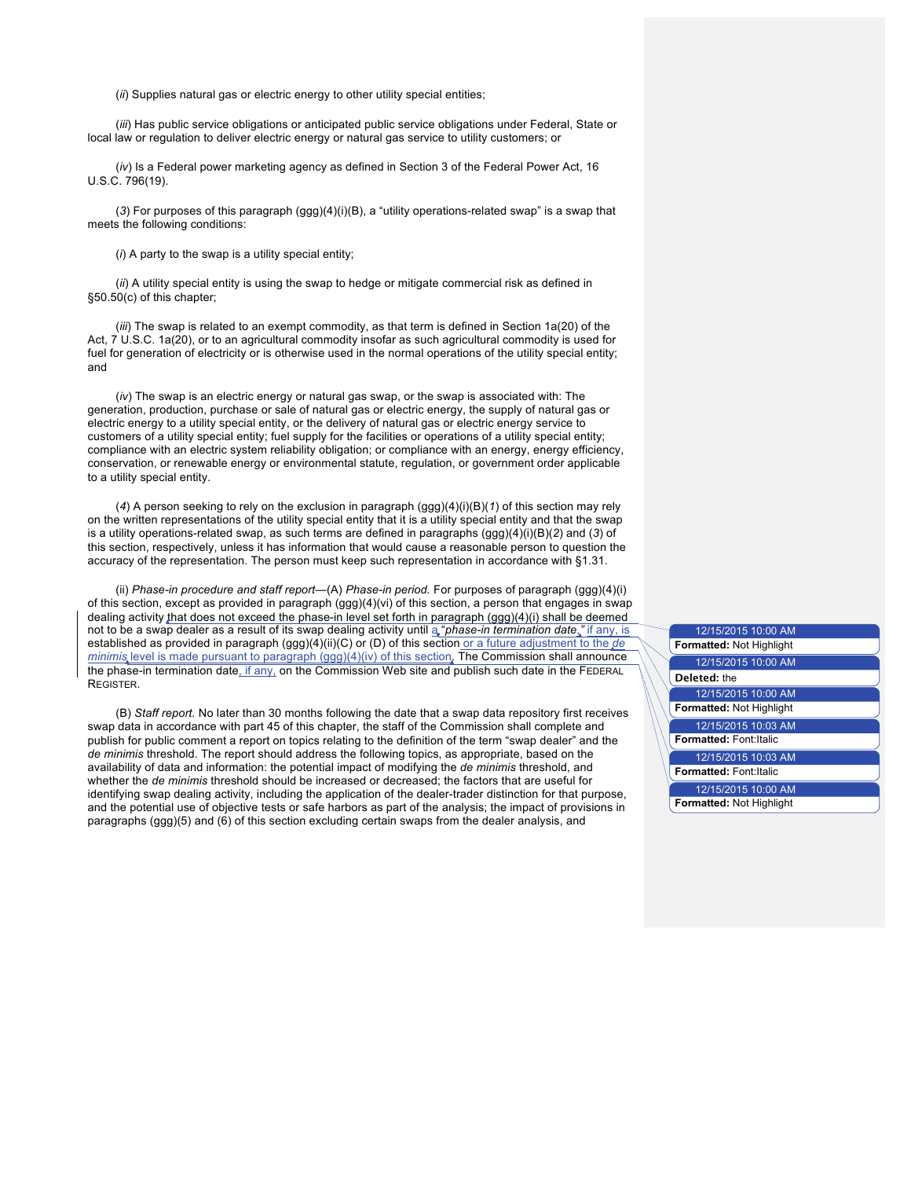(*ii*) Supplies natural gas or electric energy to other utility special entities;

(*iii*) Has public service obligations or anticipated public service obligations under Federal, State or local law or regulation to deliver electric energy or natural gas service to utility customers; or

(*iv*) Is a Federal power marketing agency as defined in Section 3 of the Federal Power Act, 16 U.S.C. 796(19).

(*3*) For purposes of this paragraph (ggg)(4)(i)(B), a "utility operations-related swap" is a swap that meets the following conditions:

(*i*) A party to the swap is a utility special entity;

(*ii*) A utility special entity is using the swap to hedge or mitigate commercial risk as defined in §50.50(c) of this chapter;

(*iii*) The swap is related to an exempt commodity, as that term is defined in Section 1a(20) of the Act, 7 U.S.C. 1a(20), or to an agricultural commodity insofar as such agricultural commodity is used for fuel for generation of electricity or is otherwise used in the normal operations of the utility special entity; and

(*iv*) The swap is an electric energy or natural gas swap, or the swap is associated with: The generation, production, purchase or sale of natural gas or electric energy, the supply of natural gas or electric energy to a utility special entity, or the delivery of natural gas or electric energy service to customers of a utility special entity; fuel supply for the facilities or operations of a utility special entity; compliance with an electric system reliability obligation; or compliance with an energy, energy efficiency, conservation, or renewable energy or environmental statute, regulation, or government order applicable to a utility special entity.

(*4*) A person seeking to rely on the exclusion in paragraph (ggg)(4)(i)(B)(*1*) of this section may rely on the written representations of the utility special entity that it is a utility special entity and that the swap is a utility operations-related swap, as such terms are defined in paragraphs (ggg)(4)(i)(B)(*2*) and (*3*) of this section, respectively, unless it has information that would cause a reasonable person to question the accuracy of the representation. The person must keep such representation in accordance with §1.31.

(ii) *Phase-in procedure and staff report*—(A) *Phase-in period.* For purposes of paragraph (ggg)(4)(i) of this section, except as provided in paragraph (ggg)(4)(vi) of this section, a person that engages in swap dealing activity that does not exceed the phase-in level set forth in paragraph (ggg)(4)(i) shall be deemed not to be a swap dealer as a result of its swap dealing activity until a "*phase-in termination date*," if any, is established as provided in paragraph (ggg)(4)(ii)(C) or (D) of this section or a future adjustment to the *de minimis* level is made pursuant to paragraph (ggg)(4)(iv) of this section. The Commission shall announce the phase-in termination date, if any, on the Commission Web site and publish such date in the FEDERAL REGISTER.

(B) *Staff report.* No later than 30 months following the date that a swap data repository first receives swap data in accordance with part 45 of this chapter, the staff of the Commission shall complete and publish for public comment a report on topics relating to the definition of the term "swap dealer" and the *de minimis* threshold. The report should address the following topics, as appropriate, based on the availability of data and information: the potential impact of modifying the *de minimis* threshold, and whether the *de minimis* threshold should be increased or decreased; the factors that are useful for identifying swap dealing activity, including the application of the dealer-trader distinction for that purpose, and the potential use of objective tests or safe harbors as part of the analysis; the impact of provisions in paragraphs (ggg)(5) and (6) of this section excluding certain swaps from the dealer analysis, and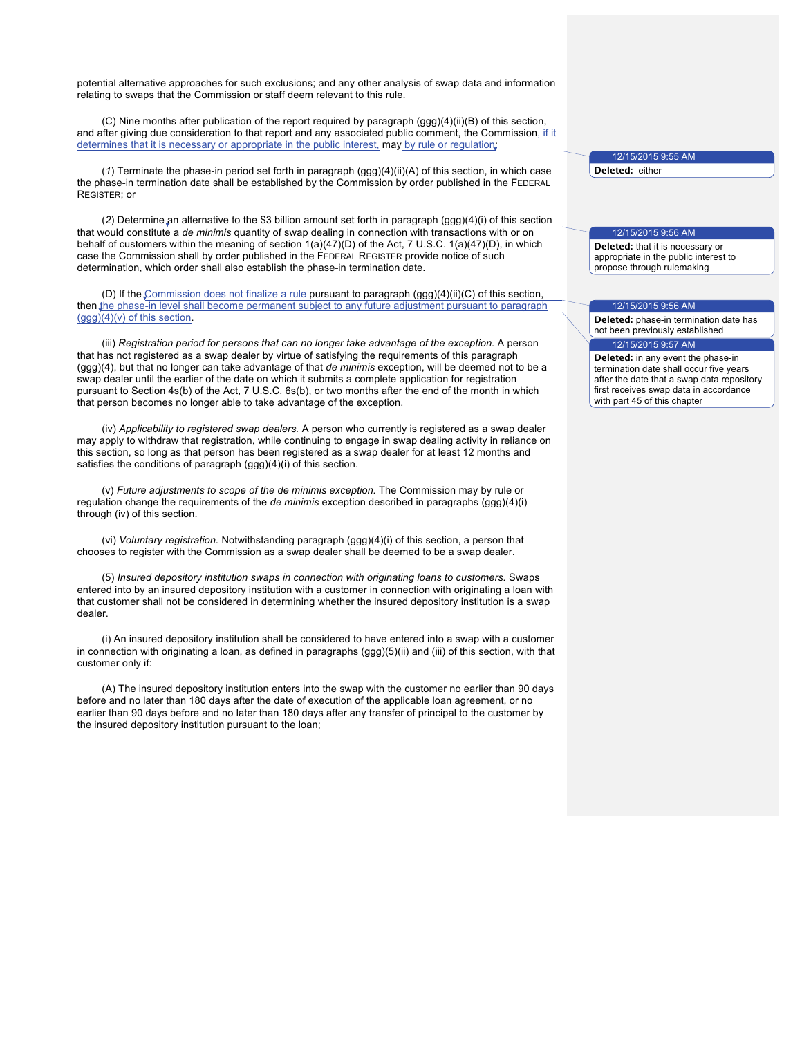potential alternative approaches for such exclusions; and any other analysis of swap data and information relating to swaps that the Commission or staff deem relevant to this rule.

(C) Nine months after publication of the report required by paragraph (ggg)(4)(ii)(B) of this section, and after giving due consideration to that report and any associated public comment, the Commission, if it determines that it is necessary or appropriate in the public interest, may by rule or regulation:

(*1*) Terminate the phase-in period set forth in paragraph (ggg)(4)(ii)(A) of this section, in which case the phase-in termination date shall be established by the Commission by order published in the FEDERAL REGISTER; or

(*2*) Determine an alternative to the $3 billion amount set forth in paragraph (ggg)(4)(i) of this section that would constitute a *de minimis* quantity of swap dealing in connection with transactions with or on behalf of customers within the meaning of section 1(a)(47)(D) of the Act, 7 U.S.C. 1(a)(47)(D), in which case the Commission shall by order published in the FEDERAL REGISTER provide notice of such determination, which order shall also establish the phase-in termination date.

(D) If the Commission does not finalize a rule pursuant to paragraph (ggg)(4)(ii)(C) of this section, then the phase-in level shall become permanent subject to any future adjustment pursuant to paragraph (ggg)(4)(v) of this section.

(iii) *Registration period for persons that can no longer take advantage of the exception.* A person that has not registered as a swap dealer by virtue of satisfying the requirements of this paragraph (ggg)(4), but that no longer can take advantage of that *de minimis* exception, will be deemed not to be a swap dealer until the earlier of the date on which it submits a complete application for registration pursuant to Section 4s(b) of the Act, 7 U.S.C. 6s(b), or two months after the end of the month in which that person becomes no longer able to take advantage of the exception.

(iv) *Applicability to registered swap dealers.* A person who currently is registered as a swap dealer may apply to withdraw that registration, while continuing to engage in swap dealing activity in reliance on this section, so long as that person has been registered as a swap dealer for at least 12 months and satisfies the conditions of paragraph (ggg)(4)(i) of this section.

(v) *Future adjustments to scope of the de minimis exception.* The Commission may by rule or regulation change the requirements of the *de minimis* exception described in paragraphs (ggg)(4)(i) through (iv) of this section.

(vi) *Voluntary registration.* Notwithstanding paragraph (ggg)(4)(i) of this section, a person that chooses to register with the Commission as a swap dealer shall be deemed to be a swap dealer.

(5) *Insured depository institution swaps in connection with originating loans to customers.* Swaps entered into by an insured depository institution with a customer in connection with originating a loan with that customer shall not be considered in determining whether the insured depository institution is a swap dealer.

(i) An insured depository institution shall be considered to have entered into a swap with a customer in connection with originating a loan, as defined in paragraphs (ggg)(5)(ii) and (iii) of this section, with that customer only if:

(A) The insured depository institution enters into the swap with the customer no earlier than 90 days before and no later than 180 days after the date of execution of the applicable loan agreement, or no earlier than 90 days before and no later than 180 days after any transfer of principal to the customer by the insured depository institution pursuant to the loan;

12/15/2015 9:55 AM
**Deleted:** either

12/15/2015 9:56 AM
**Deleted:** that it is necessary or appropriate in the public interest to propose through rulemaking

12/15/2015 9:56 AM
**Deleted:** phase-in termination date has not been previously establishing

12/15/2015 9:57 AM
**Deleted:** in any event the phase-in termination date shall occur five years after the date that a swap data repository first receives swap data in accordance with part 45 of this chapter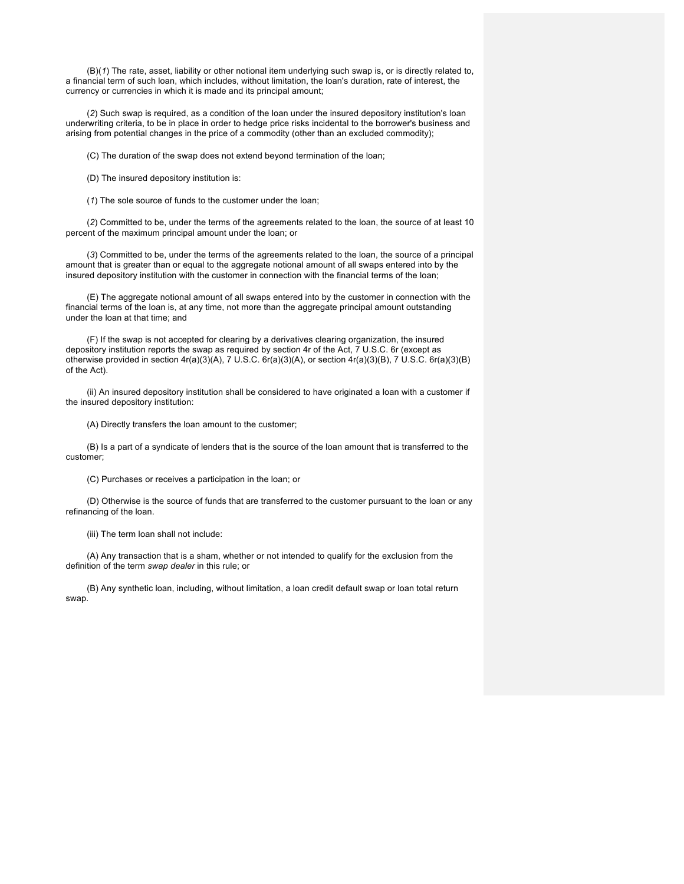(B)(*1*) The rate, asset, liability or other notional item underlying such swap is, or is directly related to, a financial term of such loan, which includes, without limitation, the loan's duration, rate of interest, the currency or currencies in which it is made and its principal amount;

(*2*) Such swap is required, as a condition of the loan under the insured depository institution's loan underwriting criteria, to be in place in order to hedge price risks incidental to the borrower's business and arising from potential changes in the price of a commodity (other than an excluded commodity);

(C) The duration of the swap does not extend beyond termination of the loan;

(D) The insured depository institution is:

(*1*) The sole source of funds to the customer under the loan;

(*2*) Committed to be, under the terms of the agreements related to the loan, the source of at least 10 percent of the maximum principal amount under the loan; or

(*3*) Committed to be, under the terms of the agreements related to the loan, the source of a principal amount that is greater than or equal to the aggregate notional amount of all swaps entered into by the insured depository institution with the customer in connection with the financial terms of the loan;

(E) The aggregate notional amount of all swaps entered into by the customer in connection with the financial terms of the loan is, at any time, not more than the aggregate principal amount outstanding under the loan at that time; and

(F) If the swap is not accepted for clearing by a derivatives clearing organization, the insured depository institution reports the swap as required by section 4r of the Act, 7 U.S.C. 6r (except as otherwise provided in section 4r(a)(3)(A), 7 U.S.C. 6r(a)(3)(A), or section 4r(a)(3)(B), 7 U.S.C. 6r(a)(3)(B) of the Act).

(ii) An insured depository institution shall be considered to have originated a loan with a customer if the insured depository institution:

(A) Directly transfers the loan amount to the customer;

(B) Is a part of a syndicate of lenders that is the source of the loan amount that is transferred to the customer;

(C) Purchases or receives a participation in the loan; or

(D) Otherwise is the source of funds that are transferred to the customer pursuant to the loan or any refinancing of the loan.

(iii) The term loan shall not include:

(A) Any transaction that is a sham, whether or not intended to qualify for the exclusion from the definition of the term *swap dealer* in this rule; or

(B) Any synthetic loan, including, without limitation, a loan credit default swap or loan total return swap.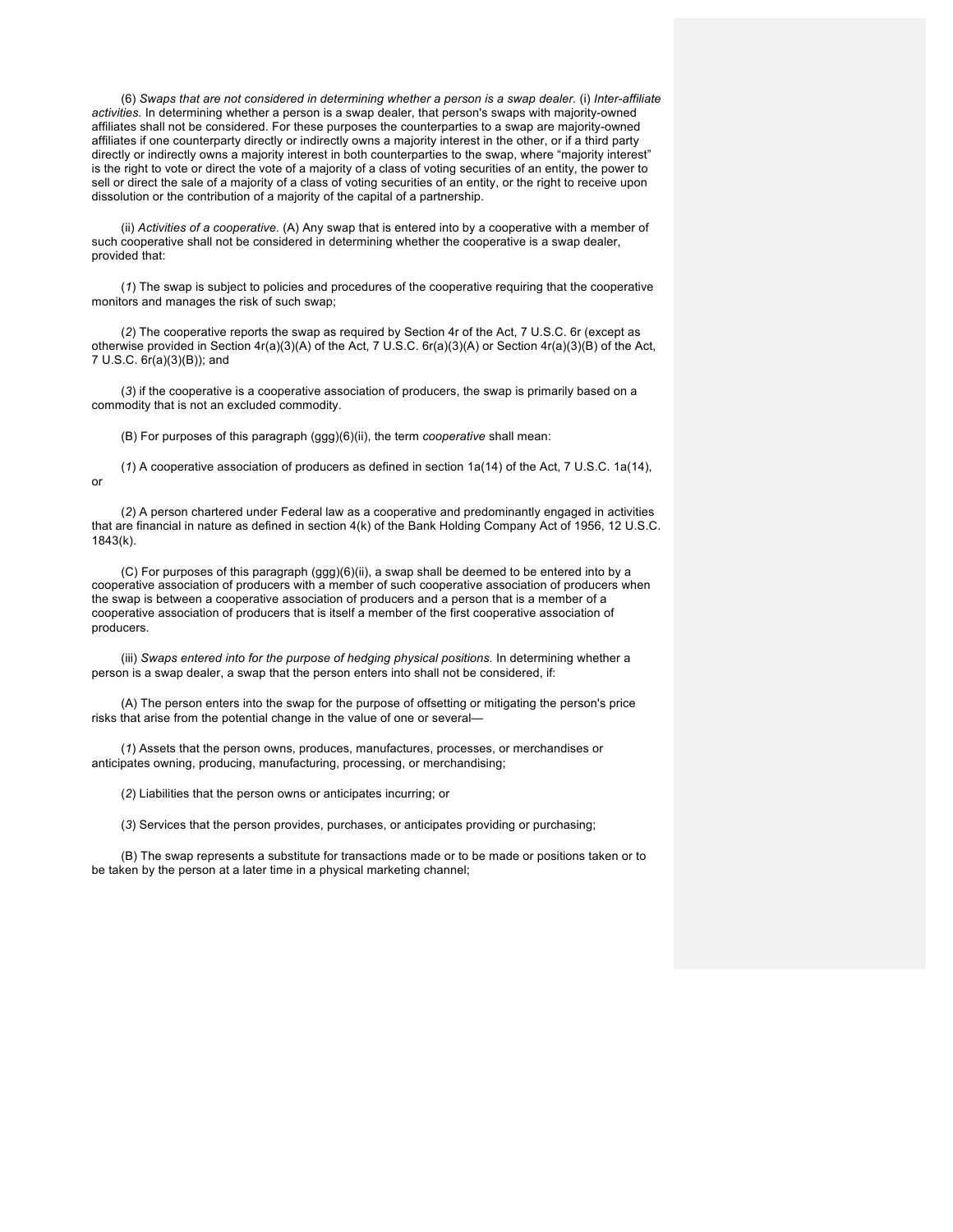(6) *Swaps that are not considered in determining whether a person is a swap dealer.* (i) *Inter-affiliate activities.* In determining whether a person is a swap dealer, that person's swaps with majority-owned affiliates shall not be considered. For these purposes the counterparties to a swap are majority-owned affiliates if one counterparty directly or indirectly owns a majority interest in the other, or if a third party directly or indirectly owns a majority interest in both counterparties to the swap, where "majority interest" is the right to vote or direct the vote of a majority of a class of voting securities of an entity, the power to sell or direct the sale of a majority of a class of voting securities of an entity, or the right to receive upon dissolution or the contribution of a majority of the capital of a partnership.

(ii) *Activities of a cooperative.* (A) Any swap that is entered into by a cooperative with a member of such cooperative shall not be considered in determining whether the cooperative is a swap dealer, provided that:

(*1*) The swap is subject to policies and procedures of the cooperative requiring that the cooperative monitors and manages the risk of such swap;

(*2*) The cooperative reports the swap as required by Section 4r of the Act, 7 U.S.C. 6r (except as otherwise provided in Section 4r(a)(3)(A) of the Act, 7 U.S.C. 6r(a)(3)(A) or Section 4r(a)(3)(B) of the Act, 7 U.S.C. 6r(a)(3)(B)); and

(*3*) if the cooperative is a cooperative association of producers, the swap is primarily based on a commodity that is not an excluded commodity.

(B) For purposes of this paragraph (ggg)(6)(ii), the term *cooperative* shall mean:

(*1*) A cooperative association of producers as defined in section 1a(14) of the Act, 7 U.S.C. 1a(14), or

(*2*) A person chartered under Federal law as a cooperative and predominantly engaged in activities that are financial in nature as defined in section 4(k) of the Bank Holding Company Act of 1956, 12 U.S.C. 1843(k).

(C) For purposes of this paragraph (ggg)(6)(ii), a swap shall be deemed to be entered into by a cooperative association of producers with a member of such cooperative association of producers when the swap is between a cooperative association of producers and a person that is a member of a cooperative association of producers that is itself a member of the first cooperative association of producers.

(iii) *Swaps entered into for the purpose of hedging physical positions.* In determining whether a person is a swap dealer, a swap that the person enters into shall not be considered, if:

(A) The person enters into the swap for the purpose of offsetting or mitigating the person's price risks that arise from the potential change in the value of one or several—

(*1*) Assets that the person owns, produces, manufactures, processes, or merchandises or anticipates owning, producing, manufacturing, processing, or merchandising;

(*2*) Liabilities that the person owns or anticipates incurring; or

(*3*) Services that the person provides, purchases, or anticipates providing or purchasing;

(B) The swap represents a substitute for transactions made or to be made or positions taken or to be taken by the person at a later time in a physical marketing channel;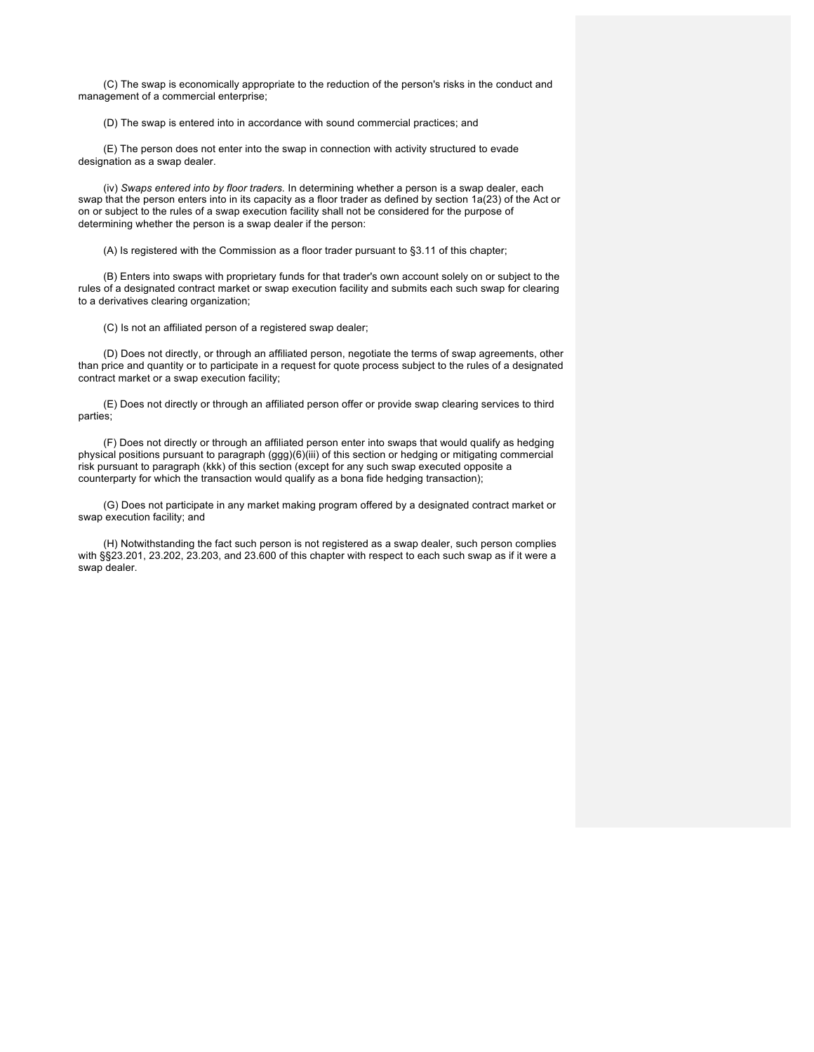(C) The swap is economically appropriate to the reduction of the person's risks in the conduct and management of a commercial enterprise;

(D) The swap is entered into in accordance with sound commercial practices; and

(E) The person does not enter into the swap in connection with activity structured to evade designation as a swap dealer.

(iv) *Swaps entered into by floor traders.* In determining whether a person is a swap dealer, each swap that the person enters into in its capacity as a floor trader as defined by section 1a(23) of the Act or on or subject to the rules of a swap execution facility shall not be considered for the purpose of determining whether the person is a swap dealer if the person:

(A) Is registered with the Commission as a floor trader pursuant to §3.11 of this chapter;

(B) Enters into swaps with proprietary funds for that trader's own account solely on or subject to the rules of a designated contract market or swap execution facility and submits each such swap for clearing to a derivatives clearing organization;

(C) Is not an affiliated person of a registered swap dealer;

(D) Does not directly, or through an affiliated person, negotiate the terms of swap agreements, other than price and quantity or to participate in a request for quote process subject to the rules of a designated contract market or a swap execution facility;

(E) Does not directly or through an affiliated person offer or provide swap clearing services to third parties;

(F) Does not directly or through an affiliated person enter into swaps that would qualify as hedging physical positions pursuant to paragraph (ggg)(6)(iii) of this section or hedging or mitigating commercial risk pursuant to paragraph (kkk) of this section (except for any such swap executed opposite a counterparty for which the transaction would qualify as a bona fide hedging transaction);

(G) Does not participate in any market making program offered by a designated contract market or swap execution facility; and

(H) Notwithstanding the fact such person is not registered as a swap dealer, such person complies with §§23.201, 23.202, 23.203, and 23.600 of this chapter with respect to each such swap as if it were a swap dealer.